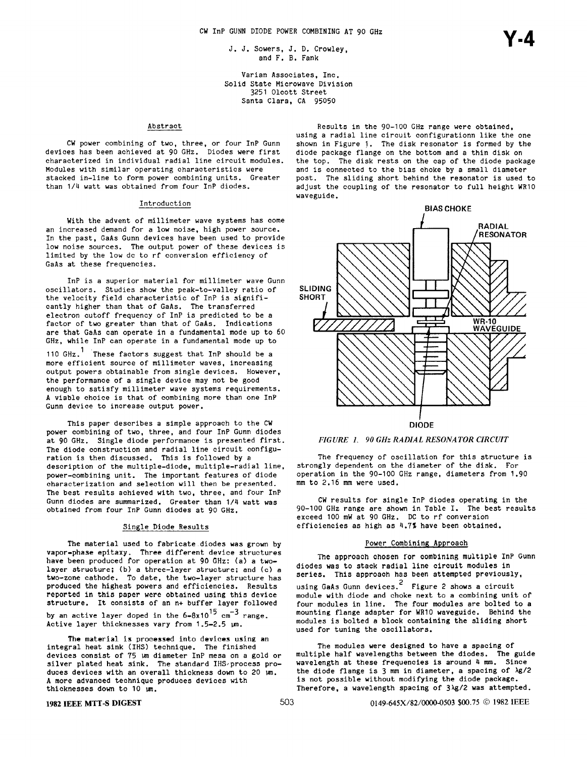# CW InP GUNN DIODE POWER COMBINING AT 90 GHz

J. J. Sowers, J. D. Crowley, and F. B. Fank

Varian Associates, Inc.
Solid State Microwave Division
3251 Olcott Street
Santa Clara, CA 95050

## Abstract

CW power combining of two, three, or four InP Gunn devices has been achieved at 90 GHz. Diodes were first characterized in individual radial line circuit modules. Modules with similar operating characteristics were stacked in-line to form power combining units. Greater than 1/4 watt was obtained from four InP diodes.

## Introduction

With the advent of millimeter wave systems has come an increased demand for a low noise, high power source. In the past, GaAs Gunn devices have been used to provide low noise sources. The output power of these devices is limited by the low dc to rf conversion efficiency of GaAs at these frequencies.

InP is a superior material for millimeter wave Gunn oscillators. Studies show the peak-to-valley ratio of the velocity field characteristic of InP is significantly higher than that of GaAs. The transferred electron cutoff frequency of InP is predicted to be a factor of two greater than that of GaAs. Indications are that GaAs can operate in a fundamental mode up to 60 GHz, while InP can operate in a fundamental mode up to 110 GHz.[1] These factors suggest that InP should be a more efficient source of millimeter waves, increasing output powers obtainable from single devices. However, the performance of a single device may not be good enough to satisfy millimeter wave systems requirements. A viable choice is that of combining more than one InP Gunn device to increase output power.

This paper describes a simple approach to the CW power combining of two, three, and four InP Gunn diodes at 90 GHz. Single diode performance is presented first. The diode construction and radial line circuit configuration is then discussed. This is followed by a description of the multiple-diode, multiple-radial line, power-combining unit. The important features of diode characterization and selection will then be presented. The best results achieved with two, three, and four InP Gunn diodes are summarized. Greater than 1/4 watt was obtained from four InP Gunn diodes at 90 GHz.

## Single Diode Results

The material used to fabricate diodes was grown by vapor-phase epitaxy. Three different device structures have been produced for operation at 90 GHz: (a) a two-layer structure; (b) a three-layer structure; and (c) a two-zone cathode. To date, the two-layer structure has produced the highest powers and efficiencies. Results reported in this paper were obtained using this device structure. It consists of an n+ buffer layer followed by an active layer doped in the $6\text{-}8\times10^{15}$ $cm^{-3}$ range. Active layer thicknesses vary from 1.5-2.5 µm.

The material is processed into devices using an integral heat sink (IHS) technique. The finished devices consist of 75 µm diameter InP mesa on a gold or silver plated heat sink. The standard IHS process produces devices with an overall thickness down to 20 µm. A more advanced technique produces devices with thicknesses down to 10 µm.

Results in the 90-100 GHz range were obtained, using a radial line circuit configurationn like the one shown in Figure 1. The disk resonator is formed by the diode package flange on the bottom and a thin disk on the top. The disk rests on the cap of the diode package and is connected to the bias choke by a small diameter post. The sliding short behind the resonator is used to adjust the coupling of the resonator to full height WR10 waveguide.

BIAS CHOKE — RADIAL RESONATOR — SLIDING SHORT — WR-10 WAVEGUIDE — DIODE

*FIGURE 1. 90 GHz RADIAL RESONATOR CIRCUIT*

The frequency of oscillation for this structure is strongly dependent on the diameter of the disk. For operation in the 90-100 GHz range, diameters from 1.90 mm to 2.16 mm were used.

CW results for single InP diodes operating in the 90-100 GHz range are shown in Table I. The best results exceed 100 mW at 90 GHz. DC to rf conversion efficiencies as high as 4.7% have been obtained.

## Power Combining Approach

The approach chosen for combining multiple InP Gunn diodes was to stack radial line circuit modules in series. This approach has been attempted previously, using GaAs Gunn devices.[2] Figure 2 shows a circuit module with diode and choke next to a combining unit of four modules in line. The four modules are bolted to a mounting flange adapter for WR10 waveguide. Behind the modules is bolted a block containing the sliding short used for tuning the oscillators.

The modules were designed to have a spacing of multiple half wavelengths between the diodes. The guide wavelength at these frequencies is around 4 mm. Since the diode flange is 3 mm in diameter, a spacing of $\lambda g/2$ is not possible without modifying the diode package. Therefore, a wavelength spacing of $3\lambda g/2$ was attempted.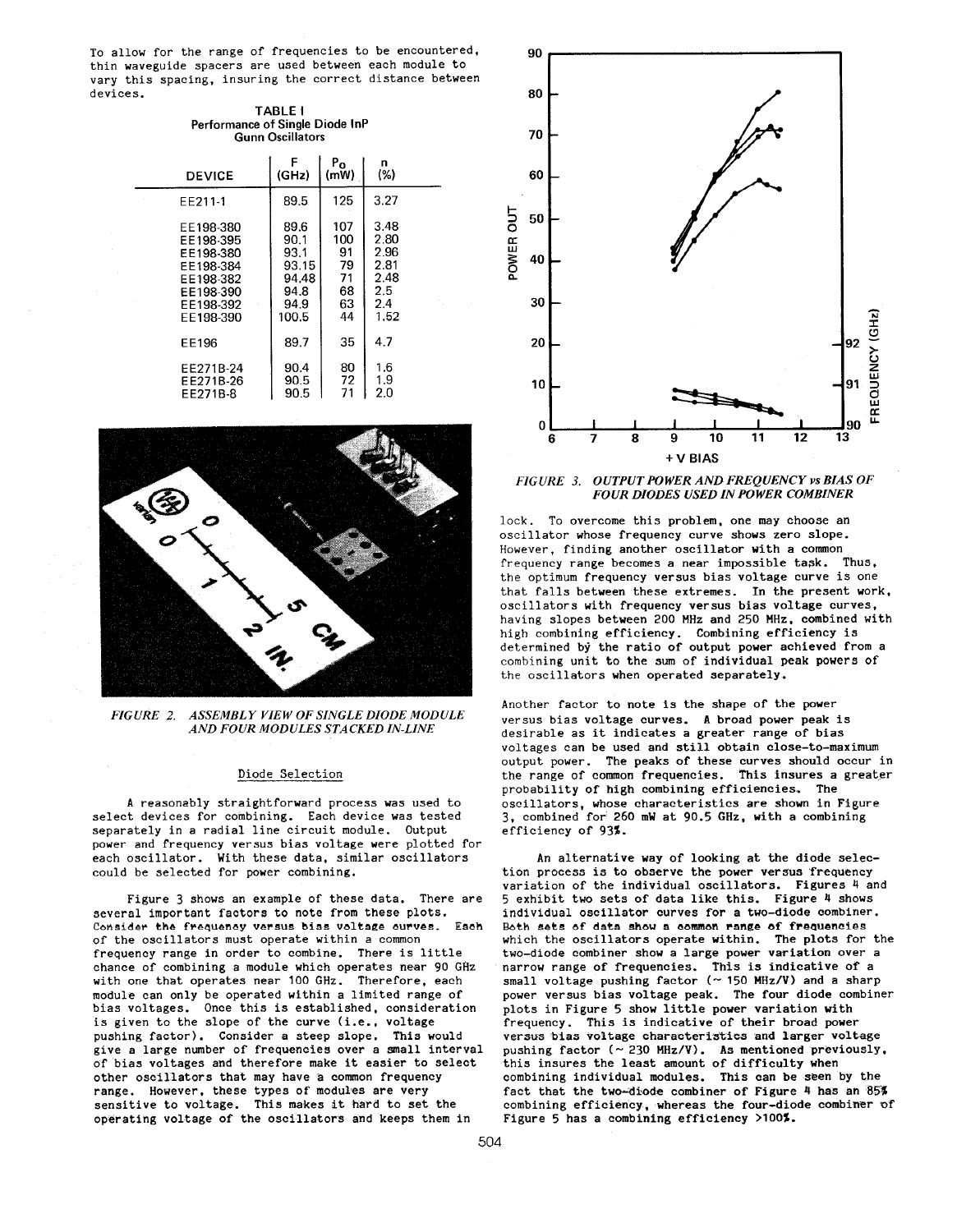To allow for the range of frequencies to be encountered, thin waveguide spacers are used between each module to vary this spacing, insuring the correct distance between devices.

**TABLE I**
**Performance of Single Diode InP Gunn Oscillators**

| DEVICE | F (GHz) | $P_O$ (mW) | n (%) |
|---|---|---|---|
| EE211-1 | 89.5 | 125 | 3.27 |
| EE198-380 | 89.6 | 107 | 3.48 |
| EE198-395 | 90.1 | 100 | 2.80 |
| EE198-380 | 93.1 | 91 | 2.96 |
| EE198-384 | 93.15 | 79 | 2.81 |
| EE198-382 | 94.48 | 71 | 2.48 |
| EE198-390 | 94.8 | 68 | 2.5 |
| EE198-392 | 94.9 | 63 | 2.4 |
| EE198-390 | 100.5 | 44 | 1.52 |
| EE196 | 89.7 | 35 | 4.7 |
| EE271B-24 | 90.4 | 80 | 1.6 |
| EE271B-26 | 90.5 | 72 | 1.9 |
| EE271B-8 | 90.5 | 71 | 2.0 |

*FIGURE 2. ASSEMBLY VIEW OF SINGLE DIODE MODULE AND FOUR MODULES STACKED IN-LINE*

## Diode Selection

A reasonably straightforward process was used to select devices for combining. Each device was tested separately in a radial line circuit module. Output power and frequency versus bias voltage were plotted for each oscillator. With these data, similar oscillators could be selected for power combining.

Figure 3 shows an example of these data. There are several important factors to note from these plots. Consider the frequency versus bias voltage curves. Each of the oscillators must operate within a common frequency range in order to combine. There is little chance of combining a module which operates near 90 GHz with one that operates near 100 GHz. Therefore, each module can only be operated within a limited range of bias voltages. Once this is established, consideration is given to the slope of the curve (i.e., voltage pushing factor). Consider a steep slope. This would give a large number of frequencies over a small interval of bias voltages and therefore make it easier to select other oscillators that may have a common frequency range. However, these types of modules are very sensitive to voltage. This makes it hard to set the operating voltage of the oscillators and keeps them in lock. To overcome this problem, one may choose an oscillator whose frequency curve shows zero slope. However, finding another oscillator with a common frequency range becomes a near impossible task. Thus, the optimum frequency versus bias voltage curve is one that falls between these extremes. In the present work, oscillators with frequency versus bias voltage curves, having slopes between 200 MHz and 250 MHz, combined with high combining efficiency. Combining efficiency is determined by the ratio of output power achieved from a combining unit to the sum of individual peak powers of the oscillators when operated separately.

*FIGURE 3. OUTPUT POWER AND FREQUENCY vs BIAS OF FOUR DIODES USED IN POWER COMBINER*

Another factor to note is the shape of the power versus bias voltage curves. A broad power peak is desirable as it indicates a greater range of bias voltages can be used and still obtain close-to-maximum output power. The peaks of these curves should occur in the range of common frequencies. This insures a greater probability of high combining efficiencies. The oscillators, whose characteristics are shown in Figure 3, combined for 260 mW at 90.5 GHz, with a combining efficiency of 93%.

An alternative way of looking at the diode selection process is to observe the power versus frequency variation of the individual oscillators. Figures 4 and 5 exhibit two sets of data like this. Figure 4 shows individual oscillator curves for a two-diode combiner. Both sets of data show a common range of frequencies which the oscillators operate within. The plots for the two-diode combiner show a large power variation over a narrow range of frequencies. This is indicative of a small voltage pushing factor (~ 150 MHz/V) and a sharp power versus bias voltage peak. The four diode combiner plots in Figure 5 show little power variation with frequency. This is indicative of their broad power versus bias voltage characteristics and larger voltage pushing factor (~ 230 MHz/V). As mentioned previously, this insures the least amount of difficulty when combining individual modules. This can be seen by the fact that the two-diode combiner of Figure 4 has an 85% combining efficiency, whereas the four-diode combiner of Figure 5 has a combining efficiency >100%.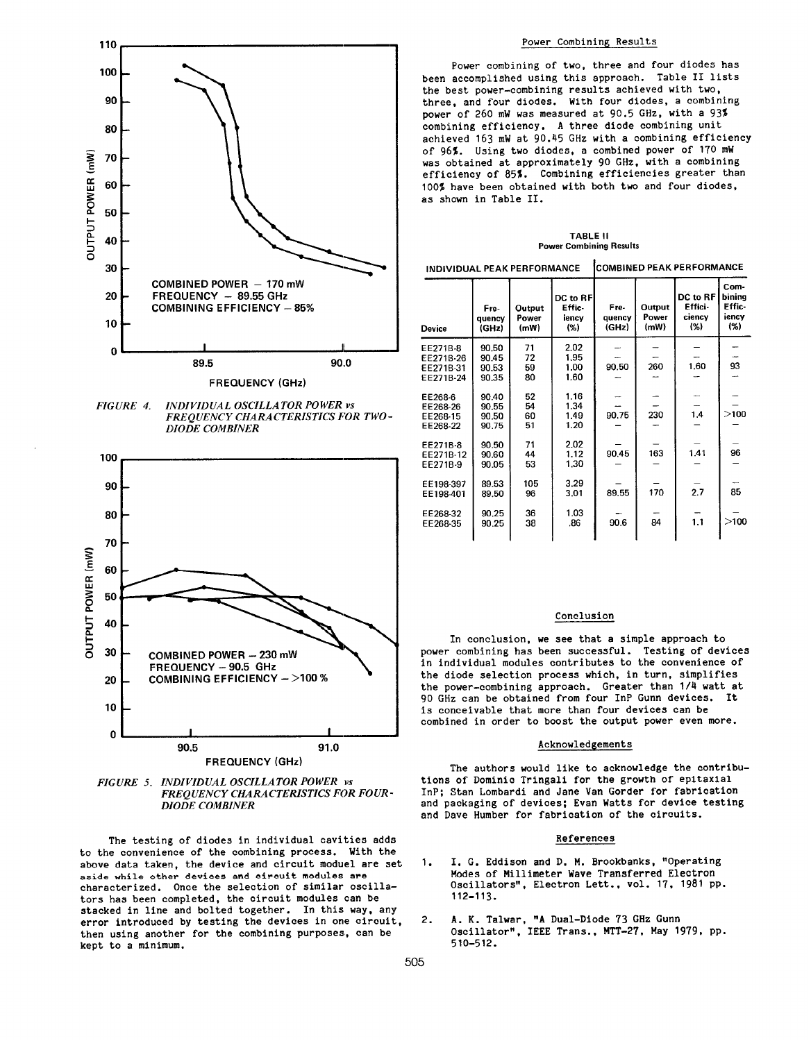110
100
90
80
70
60
50
40
30
20
10
0

OUTPUT POWER (mW)

COMBINED POWER — 170 mW
FREQUENCY — 89.55 GHz
COMBINING EFFICIENCY — 85%

89.5
90.0

FREQUENCY (GHz)

*FIGURE 4. INDIVIDUAL OSCILLATOR POWER vs FREQUENCY CHARACTERISTICS FOR TWO-DIODE COMBINER*

100
90
80
70
60
50
40
30
20
10
0

OUTPUT POWER (mW)

COMBINED POWER — 230 mW
FREQUENCY — 90.5 GHz
COMBINING EFFICIENCY — >100 %

90.5
91.0

FREQUENCY (GHz)

*FIGURE 5. INDIVIDUAL OSCILLATOR POWER vs FREQUENCY CHARACTERISTICS FOR FOUR-DIODE COMBINER*

The testing of diodes in individual cavities adds to the convenience of the combining process. With the above data taken, the device and circuit moduel are set aside while other devices and circuit modules are characterized. Once the selection of similar oscillators has been completed, the circuit modules can be stacked in line and bolted together. In this way, any error introduced by testing the devices in one circuit, then using another for the combining purposes, can be kept to a minimum.

## Power Combining Results

Power combining of two, three and four diodes has been accomplished using this approach. Table II lists the best power-combining results achieved with two, three, and four diodes. With four diodes, a combining power of 260 mW was measured at 90.5 GHz, with a 93% combining efficiency. A three diode combining unit achieved 163 mW at 90.45 GHz with a combining efficiency of 96%. Using two diodes, a combined power of 170 mW was obtained at approximately 90 GHz, with a combining efficiency of 85%. Combining efficiencies greater than 100% have been obtained with both two and four diodes, as shown in Table II.

TABLE II
Power Combining Results

| INDIVIDUAL PEAK PERFORMANCE | | | | COMBINED PEAK PERFORMANCE | | | |
|---|---|---|---|---|---|---|---|
| Device | Frequency (GHz) | Output Power (mW) | DC to RF Efficiency (%) | Frequency (GHz) | Output Power (mW) | DC to RF Efficiency (%) | Combining Efficiency (%) |
| EE271B-8 | 90.50 | 71 | 2.02 | — | — | — | — |
| EE271B-26 | 90.45 | 72 | 1.95 | — | — | — | — |
| EE271B-31 | 90.53 | 59 | 1.00 | 90.50 | 260 | 1.60 | 93 |
| EE271B-24 | 90.35 | 80 | 1.60 | — | — | — | — |
| EE268-6 | 90.40 | 52 | 1.16 | — | — | — | — |
| EE268-26 | 90.55 | 54 | 1.34 | — | — | — | — |
| EE268-15 | 90.50 | 60 | 1.49 | 90.75 | 230 | 1.4 | >100 |
| EE268-22 | 90.75 | 51 | 1.20 | — | — | — | — |
| EE271B-8 | 90.50 | 71 | 2.02 | — | — | — | — |
| EE271B-12 | 90.60 | 44 | 1.12 | 90.45 | 163 | 1.41 | 96 |
| EE271B-9 | 90.05 | 53 | 1.30 | — | — | — | — |
| EE198-397 | 89.53 | 105 | 3.29 | — | — | — | — |
| EE198-401 | 89.50 | 96 | 3.01 | 89.55 | 170 | 2.7 | 85 |
| EE268-32 | 90.25 | 36 | 1.03 | — | — | — | — |
| EE268-35 | 90.25 | 38 | .86 | 90.6 | 84 | 1.1 | >100 |

## Conclusion

In conclusion, we see that a simple approach to power combining has been successful. Testing of devices in individual modules contributes to the convenience of the diode selection process which, in turn, simplifies the power-combining approach. Greater than 1/4 watt at 90 GHz can be obtained from four InP Gunn devices. It is conceivable that more than four devices can be combined in order to boost the output power even more.

## Acknowledgements

The authors would like to acknowledge the contributions of Dominic Tringali for the growth of epitaxial InP; Stan Lombardi and Jane Van Gorder for fabrication and packaging of devices; Evan Watts for device testing and Dave Humber for fabrication of the circuits.

## References

1. I. G. Eddison and D. M. Brookbanks, "Operating Modes of Millimeter Wave Transferred Electron Oscillators", Electron Lett., vol. 17, 1981 pp. 112-113.

2. A. K. Talwar, "A Dual-Diode 73 GHz Gunn Oscillator", IEEE Trans., MTT-27, May 1979, pp. 510-512.